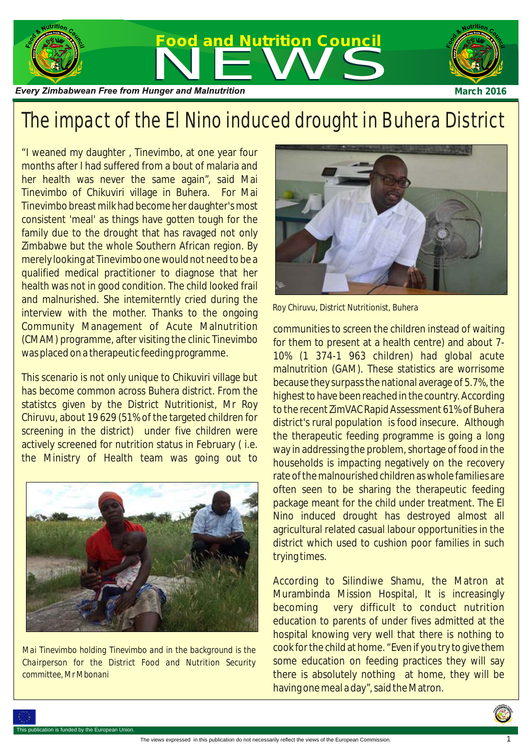# Food and Nutrition Council NEWS

*Every Zimbabwean Free from Hunger and Malnutrition*

**March 2016**

# The impact of the El Nino induced drought in Buhera District

"I weaned my daughter , Tinevimbo, at one year four months after I had suffered from a bout of malaria and her health was never the same again", said Mai Tinevimbo of Chikuviri village in Buhera. For Mai Tinevimbo breast milk had become her daughter's most consistent 'meal' as things have gotten tough for the family due to the drought that has ravaged not only Zimbabwe but the whole Southern African region. By merely looking at Tinevimbo one would not need to be a qualified medical practitioner to diagnose that her health was not in good condition. The child looked frail and malnurished. She intemiterntly cried during the interview with the mother. Thanks to the ongoing Community Management of Acute Malnutrition (CMAM) programme, after visiting the clinic Tinevimbo was placed on a therapeutic feeding programme.

This scenario is not only unique to Chikuviri village but has become common across Buhera district. From the statistcs given by the District Nutritionist, Mr Roy Chiruvu, about 19 629 (51% of the targeted children for screening in the district) under five children were actively screened for nutrition status in February ( i.e. the Ministry of Health team was going out to communities to screen the children instead of waiting for them to present at a health centre) and about 7-10% (1 374-1 963 children) had global acute malnutrition (GAM). These statistics are worrisome because they surpass the national average of 5.7%, the highest to have been reached in the country. According to the recent ZimVAC Rapid Assessment 61% of Buhera district's rural population is food insecure. Although the therapeutic feeding programme is going a long way in addressing the problem, shortage of food in the households is impacting negatively on the recovery rate of the malnourished children as whole families are often seen to be sharing the therapeutic feeding package meant for the child under treatment. The El Nino induced drought has destroyed almost all agricultural related casual labour opportunities in the district which used to cushion poor families in such trying times.

*Roy Chiruvu, District Nutritionist, Buhera*

*Mai Tinevimbo holding Tinevimbo and in the background is the Chairperson for the District Food and Nutrition Security committee, Mr Mbonani*

According to Silindiwe Shamu, the Matron at Murambinda Mission Hospital, It is increasingly becoming very difficult to conduct nutrition education to parents of under fives admitted at the hospital knowing very well that there is nothing to cook for the child at home. "Even if you try to give them some education on feeding practices they will say there is absolutely nothing at home, they will be having one meal a day", said the Matron.

This publication is funded by the European Union.

The views expressed in this publication do not necessarily reflect the views of the European Commission.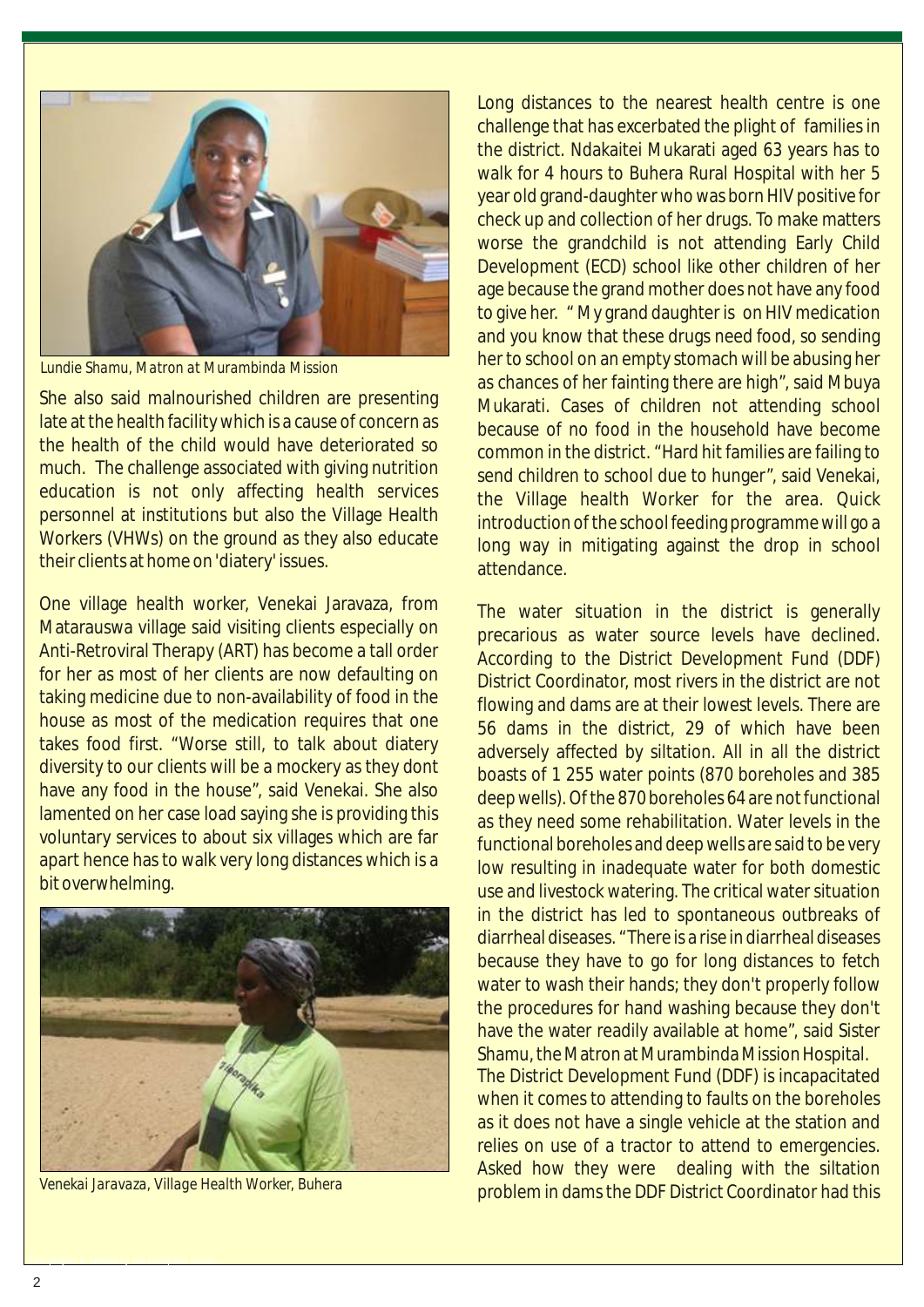Lundie Shamu, Matron at Murambinda Mission

She also said malnourished children are presenting late at the health facility which is a cause of concern as the health of the child would have deteriorated so much. The challenge associated with giving nutrition education is not only affecting health services personnel at institutions but also the Village Health Workers (VHWs) on the ground as they also educate their clients at home on 'diatery' issues.

One village health worker, Venekai Jaravaza, from Matarauswa village said visiting clients especially on Anti-Retroviral Therapy (ART) has become a tall order for her as most of her clients are now defaulting on taking medicine due to non-availability of food in the house as most of the medication requires that one takes food first. "Worse still, to talk about diatery diversity to our clients will be a mockery as they dont have any food in the house", said Venekai. She also lamented on her case load saying she is providing this voluntary services to about six villages which are far apart hence has to walk very long distances which is a bit overwhelming.

Venekai Jaravaza, Village Health Worker, Buhera

Long distances to the nearest health centre is one challenge that has excerbated the plight of families in the district. Ndakaitei Mukarati aged 63 years has to walk for 4 hours to Buhera Rural Hospital with her 5 year old grand-daughter who was born HIV positive for check up and collection of her drugs. To make matters worse the grandchild is not attending Early Child Development (ECD) school like other children of her age because the grand mother does not have any food to give her. " My grand daughter is on HIV medication and you know that these drugs need food, so sending her to school on an empty stomach will be abusing her as chances of her fainting there are high", said Mbuya Mukarati. Cases of children not attending school because of no food in the household have become common in the district. "Hard hit families are failing to send children to school due to hunger", said Venekai, the Village health Worker for the area. Quick introduction of the school feeding programme will go a long way in mitigating against the drop in school attendance.

The water situation in the district is generally precarious as water source levels have declined. According to the District Development Fund (DDF) District Coordinator, most rivers in the district are not flowing and dams are at their lowest levels. There are 56 dams in the district, 29 of which have been adversely affected by siltation. All in all the district boasts of 1 255 water points (870 boreholes and 385 deep wells). Of the 870 boreholes 64 are not functional as they need some rehabilitation. Water levels in the functional boreholes and deep wells are said to be very low resulting in inadequate water for both domestic use and livestock watering. The critical water situation in the district has led to spontaneous outbreaks of diarrheal diseases. "There is a rise in diarrheal diseases because they have to go for long distances to fetch water to wash their hands; they don't properly follow the procedures for hand washing because they don't have the water readily available at home", said Sister Shamu, the Matron at Murambinda Mission Hospital.
The District Development Fund (DDF) is incapacitated when it comes to attending to faults on the boreholes as it does not have a single vehicle at the station and relies on use of a tractor to attend to emergencies. Asked how they were dealing with the siltation problem in dams the DDF District Coordinator had this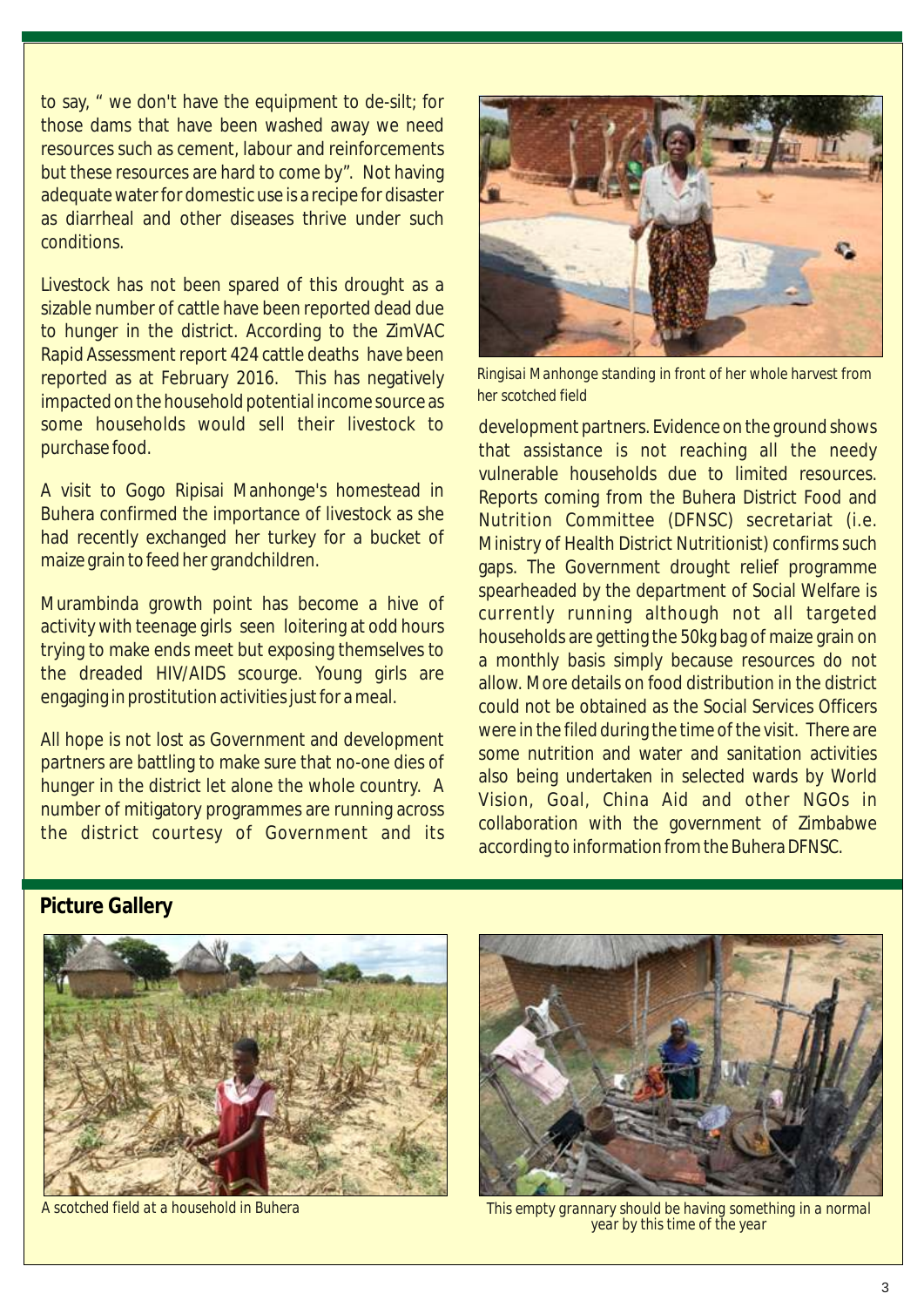to say, " we don't have the equipment to de-silt; for those dams that have been washed away we need resources such as cement, labour and reinforcements but these resources are hard to come by". Not having adequate water for domestic use is a recipe for disaster as diarrheal and other diseases thrive under such conditions.

Livestock has not been spared of this drought as a sizable number of cattle have been reported dead due to hunger in the district. According to the ZimVAC Rapid Assessment report 424 cattle deaths have been reported as at February 2016. This has negatively impacted on the household potential income source as some households would sell their livestock to purchase food.

A visit to Gogo Ripisai Manhonge's homestead in Buhera confirmed the importance of livestock as she had recently exchanged her turkey for a bucket of maize grain to feed her grandchildren.

Murambinda growth point has become a hive of activity with teenage girls seen loitering at odd hours trying to make ends meet but exposing themselves to the dreaded HIV/AIDS scourge. Young girls are engaging in prostitution activities just for a meal.

All hope is not lost as Government and development partners are battling to make sure that no-one dies of hunger in the district let alone the whole country. A number of mitigatory programmes are running across the district courtesy of Government and its development partners. Evidence on the ground shows that assistance is not reaching all the needy vulnerable households due to limited resources. Reports coming from the Buhera District Food and Nutrition Committee (DFNSC) secretariat (i.e. Ministry of Health District Nutritionist) confirms such gaps. The Government drought relief programme spearheaded by the department of Social Welfare is currently running although not all targeted households are getting the 50kg bag of maize grain on a monthly basis simply because resources do not allow. More details on food distribution in the district could not be obtained as the Social Services Officers were in the filed during the time of the visit. There are some nutrition and water and sanitation activities also being undertaken in selected wards by World Vision, Goal, China Aid and other NGOs in collaboration with the government of Zimbabwe according to information from the Buhera DFNSC.

Ringisai Manhonge standing in front of her whole harvest from her scotched field

## Picture Gallery

A scotched field at a household in Buhera

This empty grannary should be having something in a normal year by this time of the year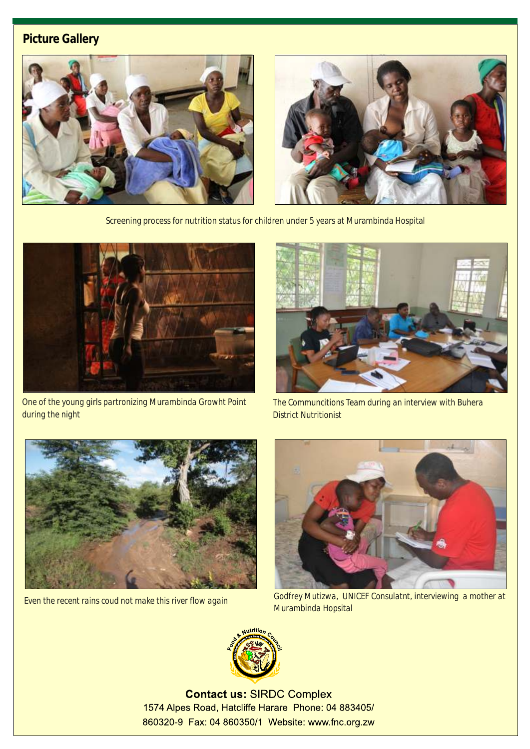## Picture Gallery

Screening process for nutrition status for children under 5 years at Murambinda Hospital

One of the young girls partronizing Murambinda Growht Point during the night

The Communcitions Team during an interview with Buhera District Nutritionist

Even the recent rains coud not make this river flow again

Godfrey Mutizwa, UNICEF Consulatnt, interviewing a mother at Murambinda Hopsital

**Contact us:** SIRDC Complex
1574 Alpes Road, Hatcliffe Harare Phone: 04 883405/
860320-9 Fax: 04 860350/1 Website: www.fnc.org.zw